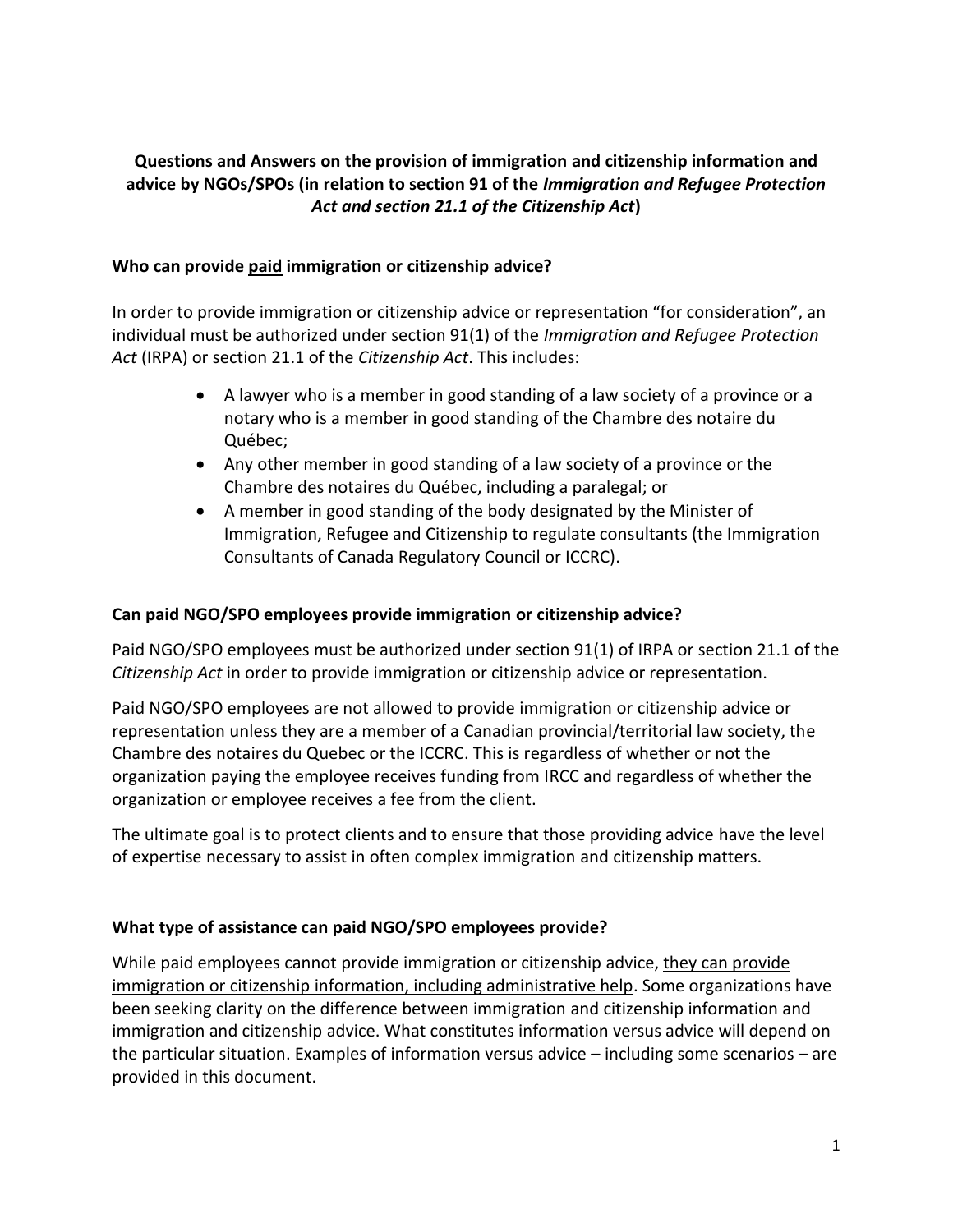**Questions and Answers on the provision of immigration and citizenship information and advice by NGOs/SPOs (in relation to section 91 of the *Immigration and Refugee Protection Act and section 21.1 of the Citizenship Act*)**

**Who can provide paid immigration or citizenship advice?**

In order to provide immigration or citizenship advice or representation "for consideration", an individual must be authorized under section 91(1) of the *Immigration and Refugee Protection Act* (IRPA) or section 21.1 of the *Citizenship Act*. This includes:

- A lawyer who is a member in good standing of a law society of a province or a notary who is a member in good standing of the Chambre des notaire du Québec;
- Any other member in good standing of a law society of a province or the Chambre des notaires du Québec, including a paralegal; or
- A member in good standing of the body designated by the Minister of Immigration, Refugee and Citizenship to regulate consultants (the Immigration Consultants of Canada Regulatory Council or ICCRC).

**Can paid NGO/SPO employees provide immigration or citizenship advice?**

Paid NGO/SPO employees must be authorized under section 91(1) of IRPA or section 21.1 of the *Citizenship Act* in order to provide immigration or citizenship advice or representation.

Paid NGO/SPO employees are not allowed to provide immigration or citizenship advice or representation unless they are a member of a Canadian provincial/territorial law society, the Chambre des notaires du Quebec or the ICCRC. This is regardless of whether or not the organization paying the employee receives funding from IRCC and regardless of whether the organization or employee receives a fee from the client.

The ultimate goal is to protect clients and to ensure that those providing advice have the level of expertise necessary to assist in often complex immigration and citizenship matters.

**What type of assistance can paid NGO/SPO employees provide?**

While paid employees cannot provide immigration or citizenship advice, they can provide immigration or citizenship information, including administrative help. Some organizations have been seeking clarity on the difference between immigration and citizenship information and immigration and citizenship advice. What constitutes information versus advice will depend on the particular situation. Examples of information versus advice – including some scenarios – are provided in this document.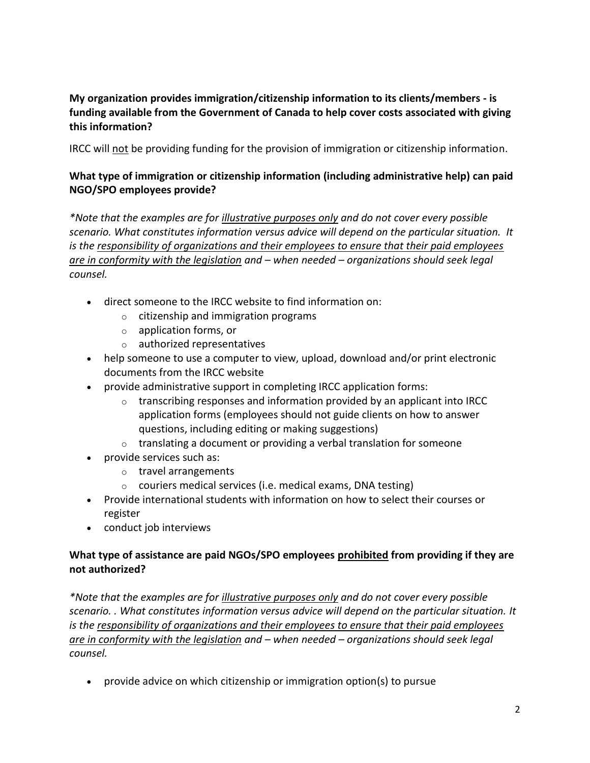**My organization provides immigration/citizenship information to its clients/members - is funding available from the Government of Canada to help cover costs associated with giving this information?**

IRCC will <u>not</u> be providing funding for the provision of immigration or citizenship information.

**What type of immigration or citizenship information (including administrative help) can paid NGO/SPO employees provide?**

*\*Note that the examples are for <u>illustrative purposes only</u> and do not cover every possible scenario. What constitutes information versus advice will depend on the particular situation. It is the <u>responsibility of organizations and their employees to ensure that their paid employees are in conformity with the legislation</u> and – when needed – organizations should seek legal counsel.*

- direct someone to the IRCC website to find information on:
  - citizenship and immigration programs
  - application forms, or
  - authorized representatives
- help someone to use a computer to view, upload, download and/or print electronic documents from the IRCC website
- provide administrative support in completing IRCC application forms:
  - transcribing responses and information provided by an applicant into IRCC application forms (employees should not guide clients on how to answer questions, including editing or making suggestions)
  - translating a document or providing a verbal translation for someone
- provide services such as:
  - travel arrangements
  - couriers medical services (i.e. medical exams, DNA testing)
- Provide international students with information on how to select their courses or register
- conduct job interviews

**What type of assistance are paid NGOs/SPO employees <u>prohibited</u> from providing if they are not authorized?**

*\*Note that the examples are for <u>illustrative purposes only</u> and do not cover every possible scenario. . What constitutes information versus advice will depend on the particular situation. It is the <u>responsibility of organizations and their employees to ensure that their paid employees are in conformity with the legislation</u> and – when needed – organizations should seek legal counsel.*

- provide advice on which citizenship or immigration option(s) to pursue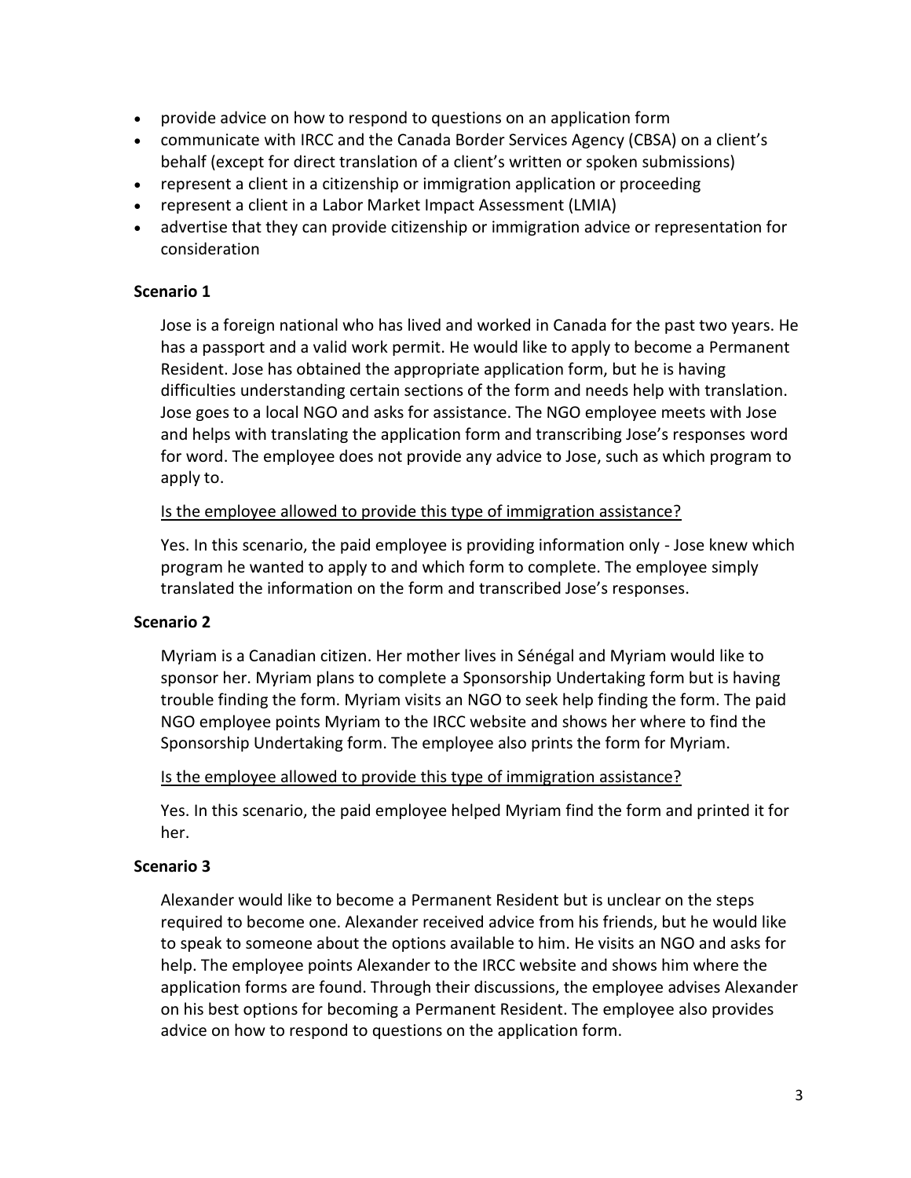- provide advice on how to respond to questions on an application form
- communicate with IRCC and the Canada Border Services Agency (CBSA) on a client's behalf (except for direct translation of a client's written or spoken submissions)
- represent a client in a citizenship or immigration application or proceeding
- represent a client in a Labor Market Impact Assessment (LMIA)
- advertise that they can provide citizenship or immigration advice or representation for consideration

**Scenario 1**

Jose is a foreign national who has lived and worked in Canada for the past two years. He has a passport and a valid work permit. He would like to apply to become a Permanent Resident. Jose has obtained the appropriate application form, but he is having difficulties understanding certain sections of the form and needs help with translation. Jose goes to a local NGO and asks for assistance. The NGO employee meets with Jose and helps with translating the application form and transcribing Jose's responses word for word. The employee does not provide any advice to Jose, such as which program to apply to.

<u>Is the employee allowed to provide this type of immigration assistance?</u>

Yes. In this scenario, the paid employee is providing information only - Jose knew which program he wanted to apply to and which form to complete. The employee simply translated the information on the form and transcribed Jose's responses.

**Scenario 2**

Myriam is a Canadian citizen. Her mother lives in Sénégal and Myriam would like to sponsor her. Myriam plans to complete a Sponsorship Undertaking form but is having trouble finding the form. Myriam visits an NGO to seek help finding the form. The paid NGO employee points Myriam to the IRCC website and shows her where to find the Sponsorship Undertaking form. The employee also prints the form for Myriam.

<u>Is the employee allowed to provide this type of immigration assistance?</u>

Yes. In this scenario, the paid employee helped Myriam find the form and printed it for her.

**Scenario 3**

Alexander would like to become a Permanent Resident but is unclear on the steps required to become one. Alexander received advice from his friends, but he would like to speak to someone about the options available to him. He visits an NGO and asks for help. The employee points Alexander to the IRCC website and shows him where the application forms are found. Through their discussions, the employee advises Alexander on his best options for becoming a Permanent Resident. The employee also provides advice on how to respond to questions on the application form.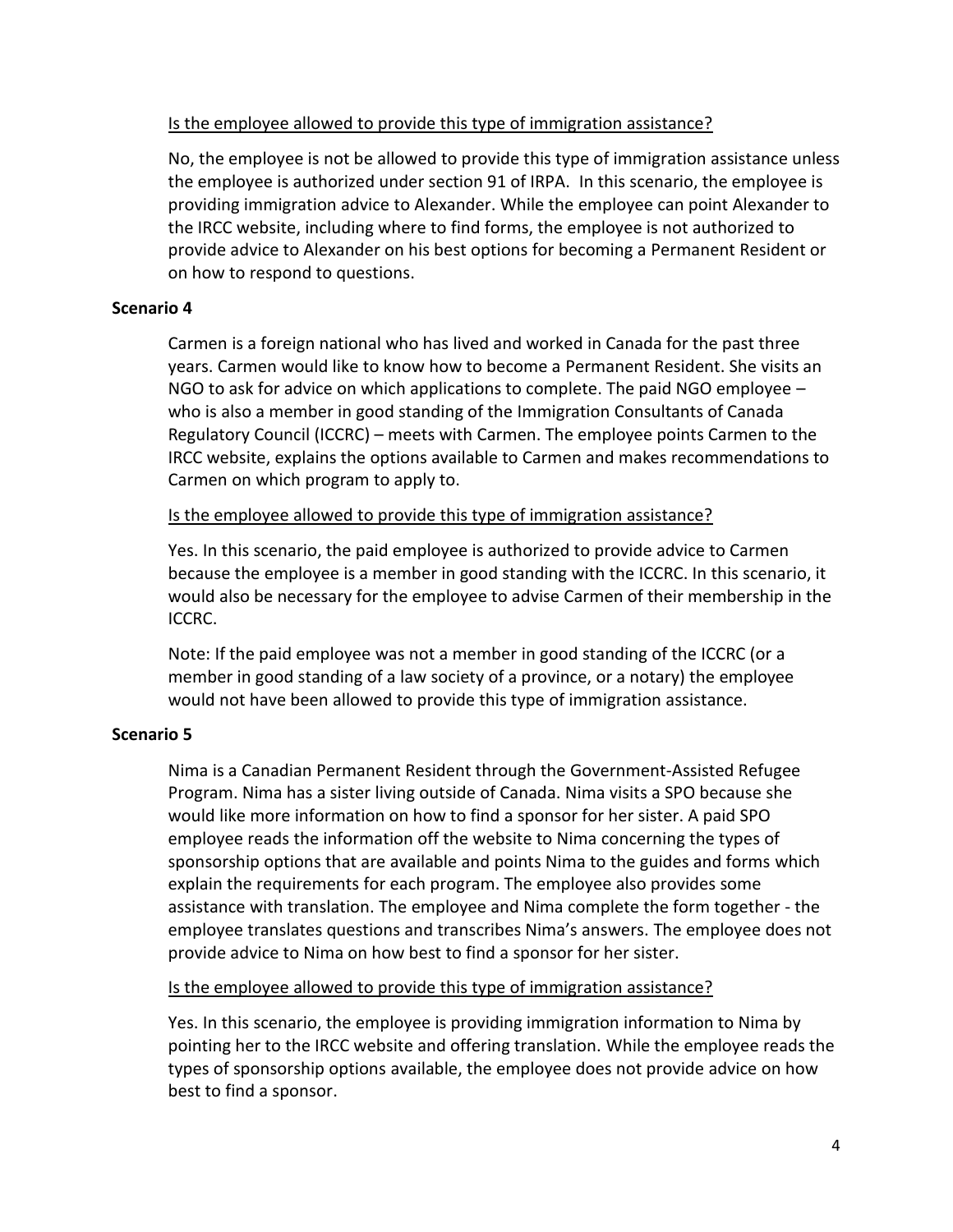Is the employee allowed to provide this type of immigration assistance?

No, the employee is not be allowed to provide this type of immigration assistance unless the employee is authorized under section 91 of IRPA. In this scenario, the employee is providing immigration advice to Alexander. While the employee can point Alexander to the IRCC website, including where to find forms, the employee is not authorized to provide advice to Alexander on his best options for becoming a Permanent Resident or on how to respond to questions.

**Scenario 4**

Carmen is a foreign national who has lived and worked in Canada for the past three years. Carmen would like to know how to become a Permanent Resident. She visits an NGO to ask for advice on which applications to complete. The paid NGO employee – who is also a member in good standing of the Immigration Consultants of Canada Regulatory Council (ICCRC) – meets with Carmen. The employee points Carmen to the IRCC website, explains the options available to Carmen and makes recommendations to Carmen on which program to apply to.

Is the employee allowed to provide this type of immigration assistance?

Yes. In this scenario, the paid employee is authorized to provide advice to Carmen because the employee is a member in good standing with the ICCRC. In this scenario, it would also be necessary for the employee to advise Carmen of their membership in the ICCRC.

Note: If the paid employee was not a member in good standing of the ICCRC (or a member in good standing of a law society of a province, or a notary) the employee would not have been allowed to provide this type of immigration assistance.

**Scenario 5**

Nima is a Canadian Permanent Resident through the Government-Assisted Refugee Program. Nima has a sister living outside of Canada. Nima visits a SPO because she would like more information on how to find a sponsor for her sister. A paid SPO employee reads the information off the website to Nima concerning the types of sponsorship options that are available and points Nima to the guides and forms which explain the requirements for each program. The employee also provides some assistance with translation. The employee and Nima complete the form together - the employee translates questions and transcribes Nima's answers. The employee does not provide advice to Nima on how best to find a sponsor for her sister.

Is the employee allowed to provide this type of immigration assistance?

Yes. In this scenario, the employee is providing immigration information to Nima by pointing her to the IRCC website and offering translation. While the employee reads the types of sponsorship options available, the employee does not provide advice on how best to find a sponsor.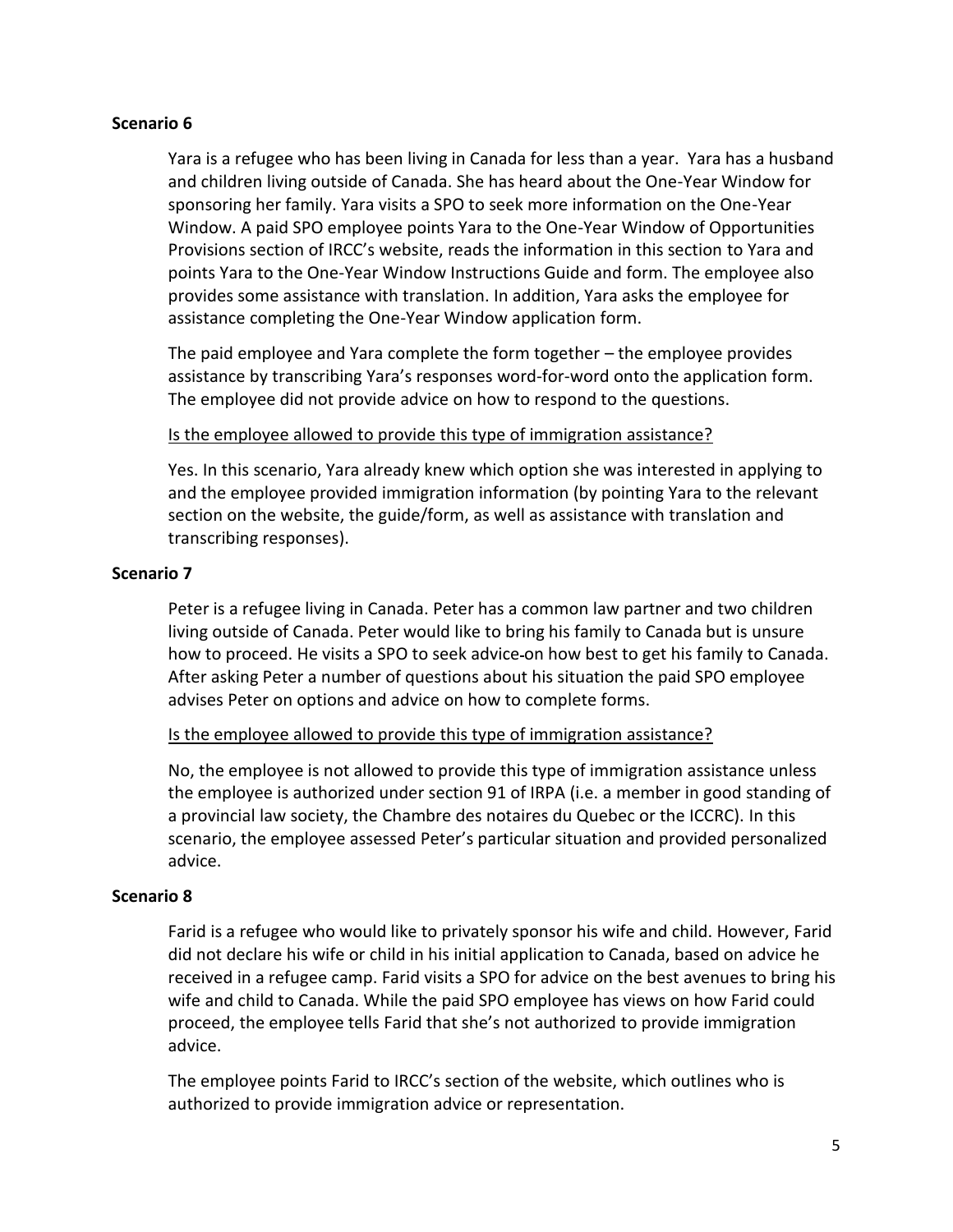**Scenario 6**

Yara is a refugee who has been living in Canada for less than a year. Yara has a husband and children living outside of Canada. She has heard about the One-Year Window for sponsoring her family. Yara visits a SPO to seek more information on the One-Year Window. A paid SPO employee points Yara to the One-Year Window of Opportunities Provisions section of IRCC's website, reads the information in this section to Yara and points Yara to the One-Year Window Instructions Guide and form. The employee also provides some assistance with translation. In addition, Yara asks the employee for assistance completing the One-Year Window application form.

The paid employee and Yara complete the form together – the employee provides assistance by transcribing Yara's responses word-for-word onto the application form. The employee did not provide advice on how to respond to the questions.

Is the employee allowed to provide this type of immigration assistance?

Yes. In this scenario, Yara already knew which option she was interested in applying to and the employee provided immigration information (by pointing Yara to the relevant section on the website, the guide/form, as well as assistance with translation and transcribing responses).

**Scenario 7**

Peter is a refugee living in Canada. Peter has a common law partner and two children living outside of Canada. Peter would like to bring his family to Canada but is unsure how to proceed. He visits a SPO to seek advice on how best to get his family to Canada. After asking Peter a number of questions about his situation the paid SPO employee advises Peter on options and advice on how to complete forms.

Is the employee allowed to provide this type of immigration assistance?

No, the employee is not allowed to provide this type of immigration assistance unless the employee is authorized under section 91 of IRPA (i.e. a member in good standing of a provincial law society, the Chambre des notaires du Quebec or the ICCRC). In this scenario, the employee assessed Peter's particular situation and provided personalized advice.

**Scenario 8**

Farid is a refugee who would like to privately sponsor his wife and child. However, Farid did not declare his wife or child in his initial application to Canada, based on advice he received in a refugee camp. Farid visits a SPO for advice on the best avenues to bring his wife and child to Canada. While the paid SPO employee has views on how Farid could proceed, the employee tells Farid that she's not authorized to provide immigration advice.

The employee points Farid to IRCC's section of the website, which outlines who is authorized to provide immigration advice or representation.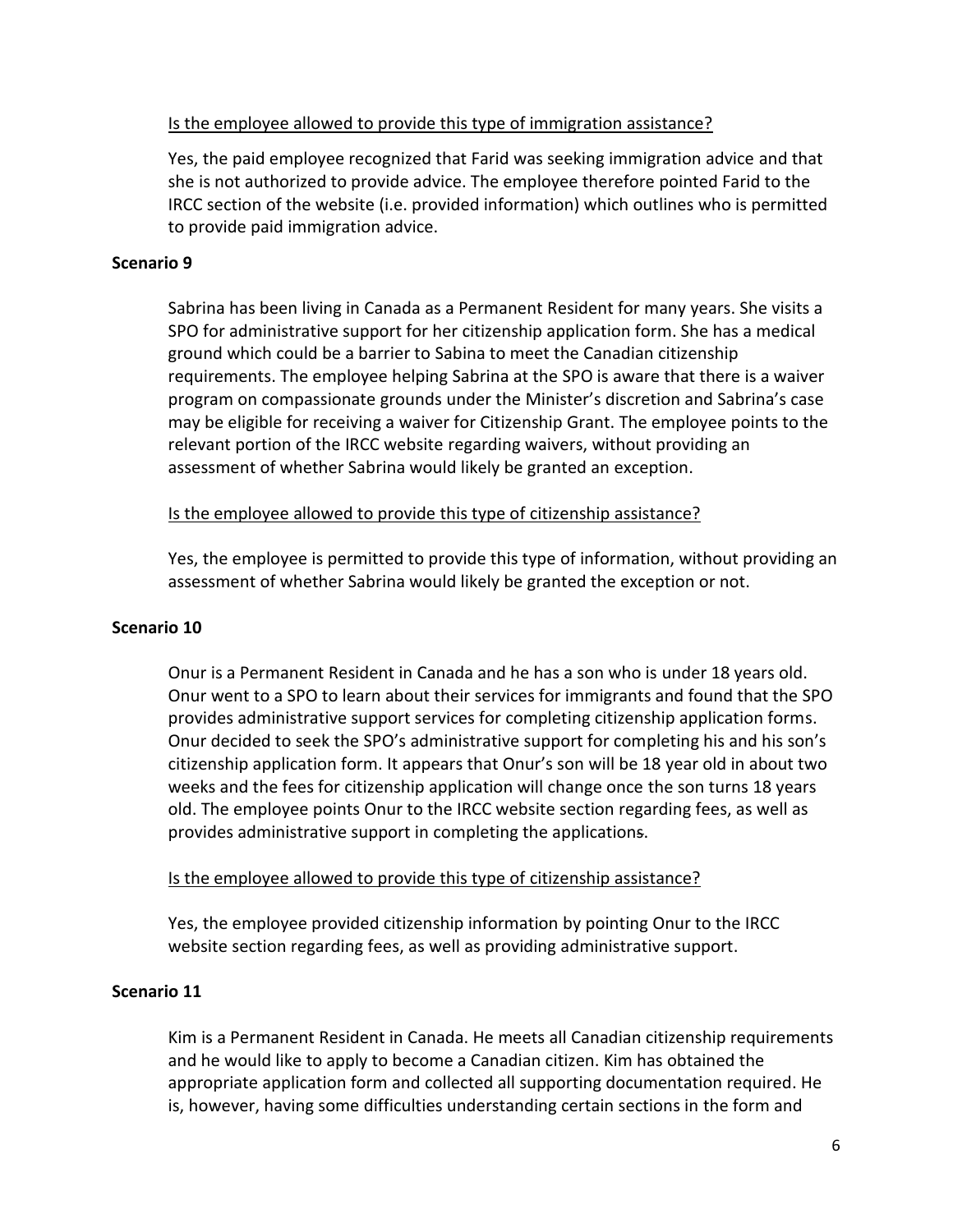Is the employee allowed to provide this type of immigration assistance?

Yes, the paid employee recognized that Farid was seeking immigration advice and that she is not authorized to provide advice. The employee therefore pointed Farid to the IRCC section of the website (i.e. provided information) which outlines who is permitted to provide paid immigration advice.

**Scenario 9**

Sabrina has been living in Canada as a Permanent Resident for many years. She visits a SPO for administrative support for her citizenship application form. She has a medical ground which could be a barrier to Sabina to meet the Canadian citizenship requirements. The employee helping Sabrina at the SPO is aware that there is a waiver program on compassionate grounds under the Minister's discretion and Sabrina's case may be eligible for receiving a waiver for Citizenship Grant. The employee points to the relevant portion of the IRCC website regarding waivers, without providing an assessment of whether Sabrina would likely be granted an exception.

Is the employee allowed to provide this type of citizenship assistance?

Yes, the employee is permitted to provide this type of information, without providing an assessment of whether Sabrina would likely be granted the exception or not.

**Scenario 10**

Onur is a Permanent Resident in Canada and he has a son who is under 18 years old. Onur went to a SPO to learn about their services for immigrants and found that the SPO provides administrative support services for completing citizenship application forms. Onur decided to seek the SPO's administrative support for completing his and his son's citizenship application form. It appears that Onur's son will be 18 year old in about two weeks and the fees for citizenship application will change once the son turns 18 years old. The employee points Onur to the IRCC website section regarding fees, as well as provides administrative support in completing the applications.

Is the employee allowed to provide this type of citizenship assistance?

Yes, the employee provided citizenship information by pointing Onur to the IRCC website section regarding fees, as well as providing administrative support.

**Scenario 11**

Kim is a Permanent Resident in Canada. He meets all Canadian citizenship requirements and he would like to apply to become a Canadian citizen. Kim has obtained the appropriate application form and collected all supporting documentation required. He is, however, having some difficulties understanding certain sections in the form and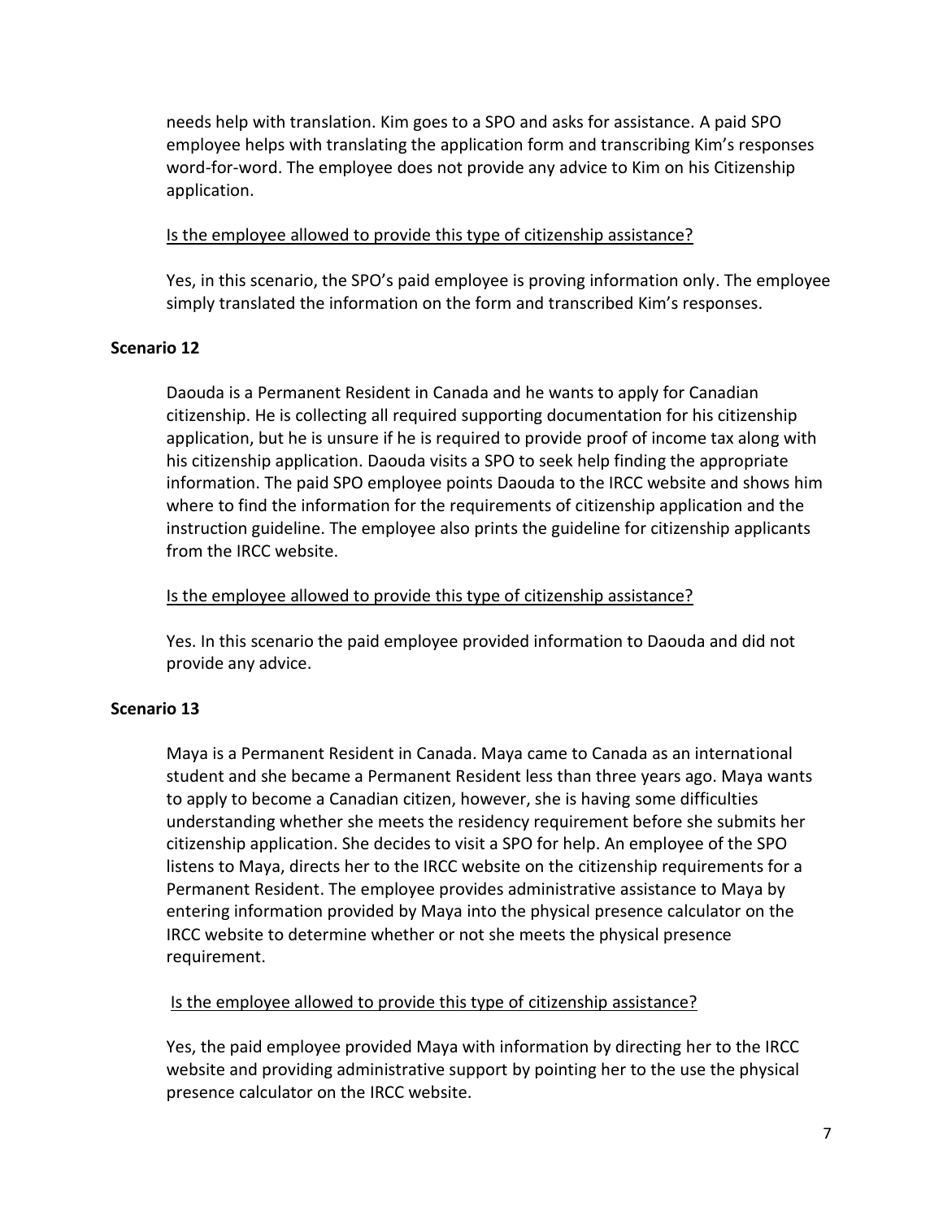needs help with translation. Kim goes to a SPO and asks for assistance. A paid SPO employee helps with translating the application form and transcribing Kim's responses word-for-word. The employee does not provide any advice to Kim on his Citizenship application.

Is the employee allowed to provide this type of citizenship assistance?

Yes, in this scenario, the SPO's paid employee is proving information only. The employee simply translated the information on the form and transcribed Kim's responses.

**Scenario 12**

Daouda is a Permanent Resident in Canada and he wants to apply for Canadian citizenship. He is collecting all required supporting documentation for his citizenship application, but he is unsure if he is required to provide proof of income tax along with his citizenship application. Daouda visits a SPO to seek help finding the appropriate information. The paid SPO employee points Daouda to the IRCC website and shows him where to find the information for the requirements of citizenship application and the instruction guideline. The employee also prints the guideline for citizenship applicants from the IRCC website.

Is the employee allowed to provide this type of citizenship assistance?

Yes. In this scenario the paid employee provided information to Daouda and did not provide any advice.

**Scenario 13**

Maya is a Permanent Resident in Canada. Maya came to Canada as an international student and she became a Permanent Resident less than three years ago. Maya wants to apply to become a Canadian citizen, however, she is having some difficulties understanding whether she meets the residency requirement before she submits her citizenship application. She decides to visit a SPO for help. An employee of the SPO listens to Maya, directs her to the IRCC website on the citizenship requirements for a Permanent Resident. The employee provides administrative assistance to Maya by entering information provided by Maya into the physical presence calculator on the IRCC website to determine whether or not she meets the physical presence requirement.

Is the employee allowed to provide this type of citizenship assistance?

Yes, the paid employee provided Maya with information by directing her to the IRCC website and providing administrative support by pointing her to the use the physical presence calculator on the IRCC website.